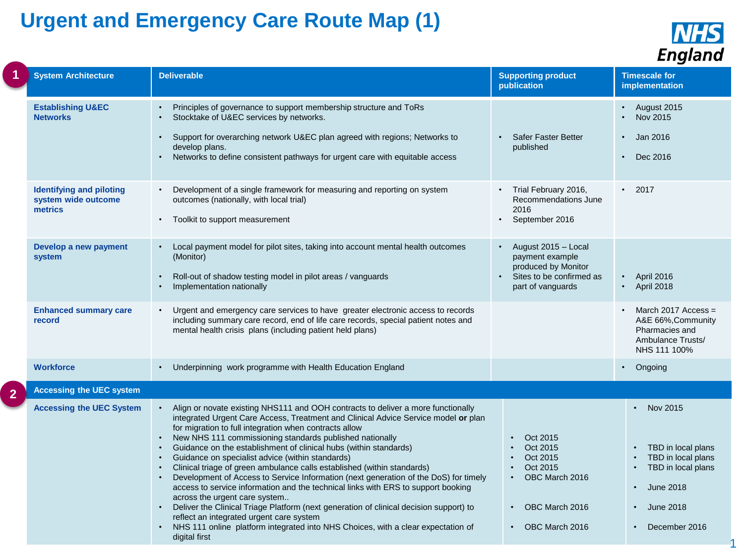# Urgent and Emergency Care Route Map (1)

| 1 System Architecture | Deliverable | Supporting product publication | Timescale for implementation |
|---|---|---|---|
| **Establishing U&EC Networks** | • Principles of governance to support membership structure and ToRs<br>• Stocktake of U&EC services by networks.<br>• Support for overarching network U&EC plan agreed with regions; Networks to develop plans.<br>• Networks to define consistent pathways for urgent care with equitable access | • Safer Faster Better published | • August 2015<br>• Nov 2015<br>• Jan 2016<br>• Dec 2016 |
| **Identifying and piloting system wide outcome metrics** | • Development of a single framework for measuring and reporting on system outcomes (nationally, with local trial)<br>• Toolkit to support measurement | • Trial February 2016, Recommendations June 2016<br>• September 2016 | • 2017 |
| **Develop a new payment system** | • Local payment model for pilot sites, taking into account mental health outcomes (Monitor)<br>• Roll-out of shadow testing model in pilot areas / vanguards<br>• Implementation nationally | • August 2015 – Local payment example produced by Monitor<br>• Sites to be confirmed as part of vanguards | • April 2016<br>• April 2018 |
| **Enhanced summary care record** | • Urgent and emergency care services to have greater electronic access to records including summary care record, end of life care records, special patient notes and mental health crisis plans (including patient held plans) | | • March 2017 Access = A&E 66%,Community Pharmacies and Ambulance Trusts/ NHS 111 100% |
| **Workforce** | • Underpinning work programme with Health Education England | | • Ongoing |
| **2 Accessing the UEC system** | | | |
| **Accessing the UEC System** | • Align or novate existing NHS111 and OOH contracts to deliver a more functionally integrated Urgent Care Access, Treatment and Clinical Advice Service model **or** plan for migration to full integration when contracts allow<br>• New NHS 111 commissioning standards published nationally<br>• Guidance on the establishment of clinical hubs (within standards)<br>• Guidance on specialist advice (within standards)<br>• Clinical triage of green ambulance calls established (within standards)<br>• Development of Access to Service Information (next generation of the DoS) for timely access to service information and the technical links with ERS to support booking across the urgent care system..<br>• Deliver the Clinical Triage Platform (next generation of clinical decision support) to reflect an integrated urgent care system<br>• NHS 111 online platform integrated into NHS Choices, with a clear expectation of digital first | • Oct 2015<br>• Oct 2015<br>• Oct 2015<br>• Oct 2015<br>• OBC March 2016<br>• OBC March 2016<br>• OBC March 2016 | • Nov 2015<br>• TBD in local plans<br>• TBD in local plans<br>• TBD in local plans<br>• June 2018<br>• June 2018<br>• December 2016 |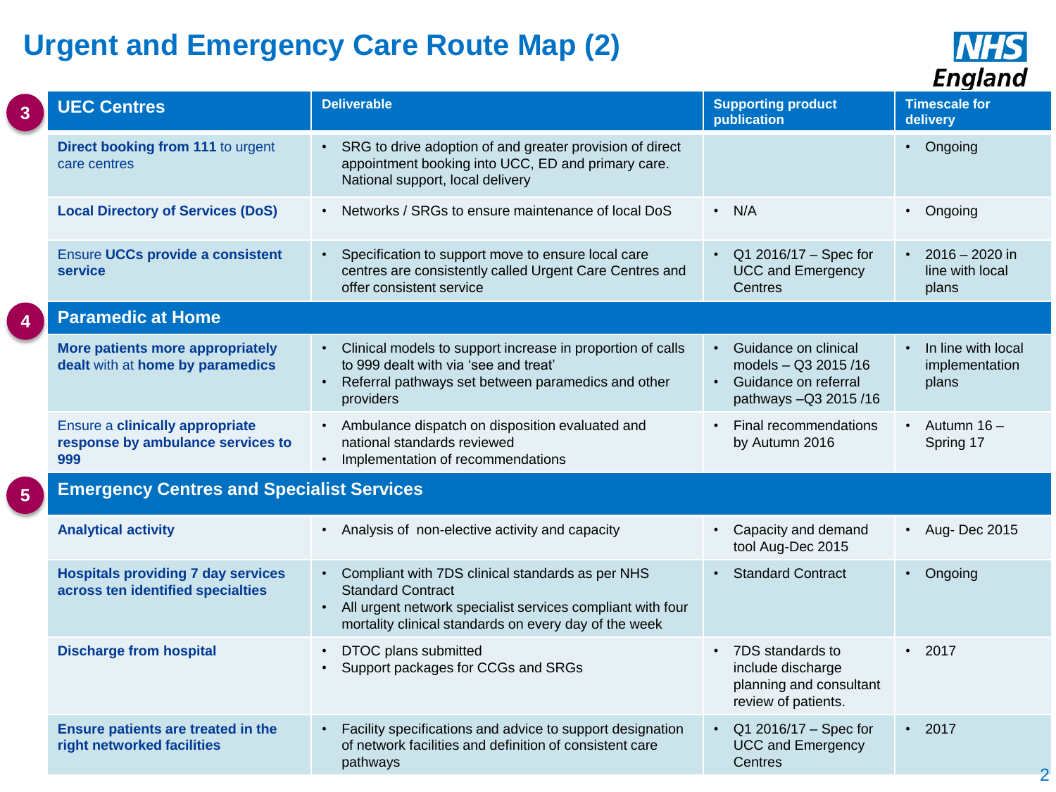# Urgent and Emergency Care Route Map (2)

| 3 UEC Centres | Deliverable | Supporting product publication | Timescale for delivery |
|---|---|---|---|
| **Direct booking from 111** to urgent care centres | • SRG to drive adoption of and greater provision of direct appointment booking into UCC, ED and primary care. National support, local delivery | | • Ongoing |
| **Local Directory of Services (DoS)** | • Networks / SRGs to ensure maintenance of local DoS | • N/A | • Ongoing |
| Ensure **UCCs provide a consistent service** | • Specification to support move to ensure local care centres are consistently called Urgent Care Centres and offer consistent service | • Q1 2016/17 – Spec for UCC and Emergency Centres | • 2016 – 2020 in line with local plans |
| **4 Paramedic at Home** | | | |
| **More patients more appropriately dealt** with at **home by paramedics** | • Clinical models to support increase in proportion of calls to 999 dealt with via 'see and treat'<br>• Referral pathways set between paramedics and other providers | • Guidance on clinical models – Q3 2015 /16<br>• Guidance on referral pathways –Q3 2015 /16 | • In line with local implementation plans |
| Ensure a **clinically appropriate response by ambulance services to 999** | • Ambulance dispatch on disposition evaluated and national standards reviewed<br>• Implementation of recommendations | • Final recommendations by Autumn 2016 | • Autumn 16 – Spring 17 |
| **5 Emergency Centres and Specialist Services** | | | |
| **Analytical activity** | • Analysis of non-elective activity and capacity | • Capacity and demand tool Aug-Dec 2015 | • Aug- Dec 2015 |
| **Hospitals providing 7 day services across ten identified specialties** | • Compliant with 7DS clinical standards as per NHS Standard Contract<br>• All urgent network specialist services compliant with four mortality clinical standards on every day of the week | • Standard Contract | • Ongoing |
| **Discharge from hospital** | • DTOC plans submitted<br>• Support packages for CCGs and SRGs | • 7DS standards to include discharge planning and consultant review of patients. | • 2017 |
| **Ensure patients are treated in the right networked facilities** | • Facility specifications and advice to support designation of network facilities and definition of consistent care pathways | • Q1 2016/17 – Spec for UCC and Emergency Centres | • 2017 |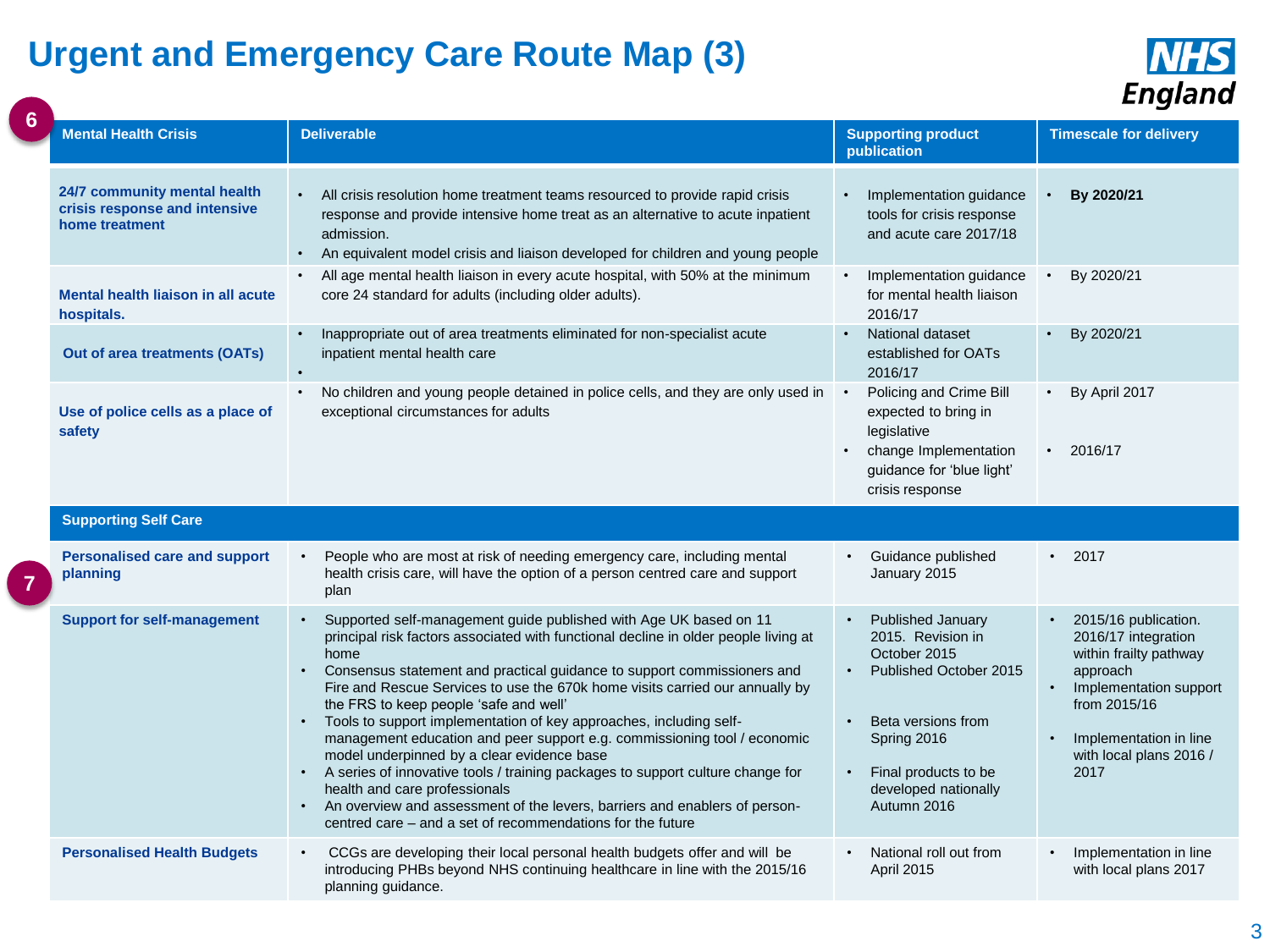# Urgent and Emergency Care Route Map (3)

6

| Mental Health Crisis | Deliverable | Supporting product publication | Timescale for delivery |
|---|---|---|---|
| **24/7 community mental health crisis response and intensive home treatment** | • All crisis resolution home treatment teams resourced to provide rapid crisis response and provide intensive home treat as an alternative to acute inpatient admission.<br>• An equivalent model crisis and liaison developed for children and young people | • Implementation guidance tools for crisis response and acute care 2017/18 | • **By 2020/21** |
| **Mental health liaison in all acute hospitals.** | • All age mental health liaison in every acute hospital, with 50% at the minimum core 24 standard for adults (including older adults). | • Implementation guidance for mental health liaison 2016/17 | • By 2020/21 |
| **Out of area treatments (OATs)** | • Inappropriate out of area treatments eliminated for non-specialist acute inpatient mental health care<br>• | • National dataset established for OATs 2016/17 | • By 2020/21 |
| **Use of police cells as a place of safety** | • No children and young people detained in police cells, and they are only used in exceptional circumstances for adults | • Policing and Crime Bill expected to bring in legislative<br>• change Implementation guidance for 'blue light' crisis response | • By April 2017<br>• 2016/17 |
| **Supporting Self Care** | | | |
| **Personalised care and support planning** | • People who are most at risk of needing emergency care, including mental health crisis care, will have the option of a person centred care and support plan | • Guidance published January 2015 | • 2017 |
| **Support for self-management** | • Supported self-management guide published with Age UK based on 11 principal risk factors associated with functional decline in older people living at home<br>• Consensus statement and practical guidance to support commissioners and Fire and Rescue Services to use the 670k home visits carried our annually by the FRS to keep people 'safe and well'<br>• Tools to support implementation of key approaches, including self-management education and peer support e.g. commissioning tool / economic model underpinned by a clear evidence base<br>• A series of innovative tools / training packages to support culture change for health and care professionals<br>• An overview and assessment of the levers, barriers and enablers of person-centred care – and a set of recommendations for the future | • Published January 2015. Revision in October 2015<br>• Published October 2015<br>• Beta versions from Spring 2016<br>• Final products to be developed nationally Autumn 2016 | • 2015/16 publication. 2016/17 integration within frailty pathway approach<br>• Implementation support from 2015/16<br>• Implementation in line with local plans 2016 / 2017 |
| **Personalised Health Budgets** | • CCGs are developing their local personal health budgets offer and will be introducing PHBs beyond NHS continuing healthcare in line with the 2015/16 planning guidance. | • National roll out from April 2015 | • Implementation in line with local plans 2017 |

7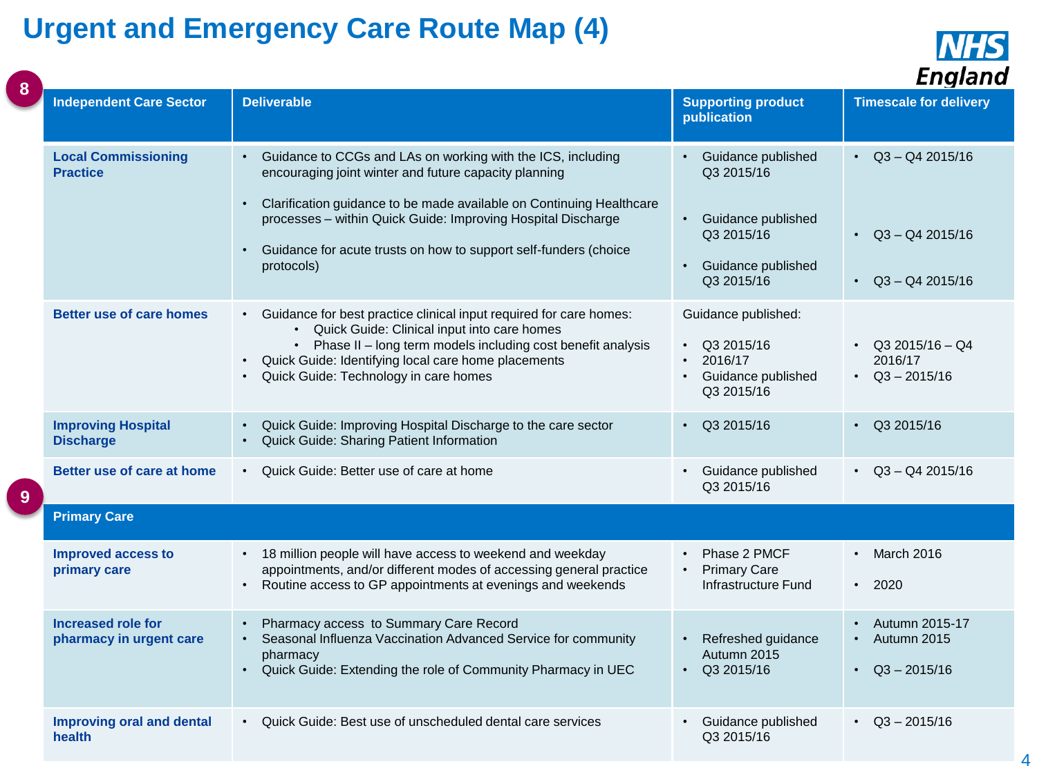# Urgent and Emergency Care Route Map (4)

| 8 Independent Care Sector | Deliverable | Supporting product publication | Timescale for delivery |
|---|---|---|---|
| **Local Commissioning Practice** | • Guidance to CCGs and LAs on working with the ICS, including encouraging joint winter and future capacity planning<br>• Clarification guidance to be made available on Continuing Healthcare processes – within Quick Guide: Improving Hospital Discharge<br>• Guidance for acute trusts on how to support self-funders (choice protocols) | • Guidance published Q3 2015/16<br>• Guidance published Q3 2015/16<br>• Guidance published Q3 2015/16 | • Q3 – Q4 2015/16<br>• Q3 – Q4 2015/16<br>• Q3 – Q4 2015/16 |
| **Better use of care homes** | • Guidance for best practice clinical input required for care homes:<br>&nbsp;&nbsp;• Quick Guide: Clinical input into care homes<br>&nbsp;&nbsp;• Phase II – long term models including cost benefit analysis<br>• Quick Guide: Identifying local care home placements<br>• Quick Guide: Technology in care homes | Guidance published:<br>• Q3 2015/16<br>• 2016/17<br>• Guidance published Q3 2015/16 | • Q3 2015/16 – Q4 2016/17<br>• Q3 – 2015/16 |
| **Improving Hospital Discharge** | • Quick Guide: Improving Hospital Discharge to the care sector<br>• Quick Guide: Sharing Patient Information | • Q3 2015/16 | • Q3 2015/16 |
| **Better use of care at home** | • Quick Guide: Better use of care at home | • Guidance published Q3 2015/16 | • Q3 – Q4 2015/16 |
| **9 Primary Care** | | | |
| **Improved access to primary care** | • 18 million people will have access to weekend and weekday appointments, and/or different modes of accessing general practice<br>• Routine access to GP appointments at evenings and weekends | • Phase 2 PMCF<br>• Primary Care Infrastructure Fund | • March 2016<br>• 2020 |
| **Increased role for pharmacy in urgent care** | • Pharmacy access to Summary Care Record<br>• Seasonal Influenza Vaccination Advanced Service for community pharmacy<br>• Quick Guide: Extending the role of Community Pharmacy in UEC | • Refreshed guidance Autumn 2015<br>• Q3 2015/16 | • Autumn 2015-17<br>• Autumn 2015<br>• Q3 – 2015/16 |
| **Improving oral and dental health** | • Quick Guide: Best use of unscheduled dental care services | • Guidance published Q3 2015/16 | • Q3 – 2015/16 |